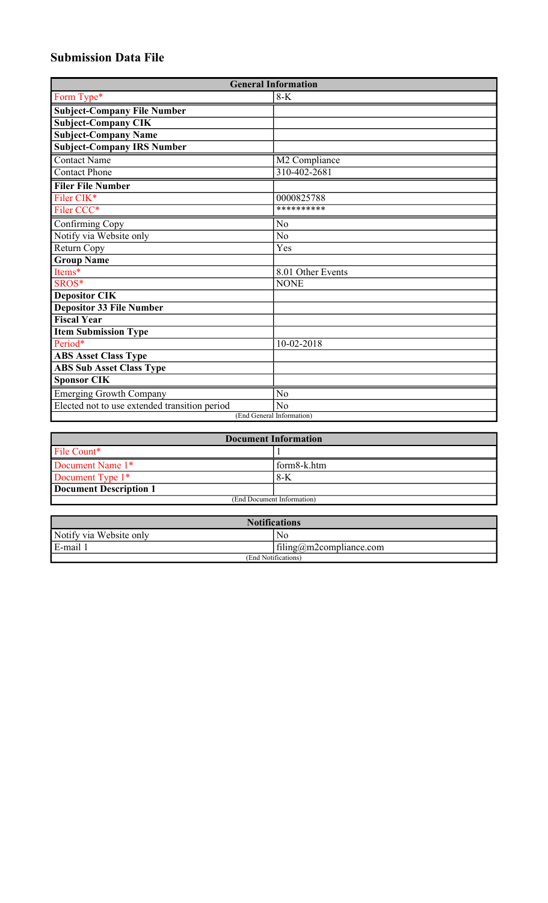## Submission Data File

| General Information | |
|---|---|
| Form Type* | 8-K |
| **Subject-Company File Number** | |
| **Subject-Company CIK** | |
| **Subject-Company Name** | |
| **Subject-Company IRS Number** | |
| Contact Name | M2 Compliance |
| Contact Phone | 310-402-2681 |
| **Filer File Number** | |
| Filer CIK* | 0000825788 |
| Filer CCC* | ********** |
| Confirming Copy | No |
| Notify via Website only | No |
| Return Copy | Yes |
| **Group Name** | |
| Items* | 8.01 Other Events |
| SROS* | NONE |
| **Depositor CIK** | |
| **Depositor 33 File Number** | |
| **Fiscal Year** | |
| **Item Submission Type** | |
| Period* | 10-02-2018 |
| **ABS Asset Class Type** | |
| **ABS Sub Asset Class Type** | |
| **Sponsor CIK** | |
| Emerging Growth Company | No |
| Elected not to use extended transition period | No |
| (End General Information) | |

| Document Information | |
|---|---|
| File Count* | 1 |
| Document Name 1* | form8-k.htm |
| Document Type 1* | 8-K |
| **Document Description 1** | |
| (End Document Information) | |

| Notifications | |
|---|---|
| Notify via Website only | No |
| E-mail 1 | filing@m2compliance.com |
| (End Notifications) | |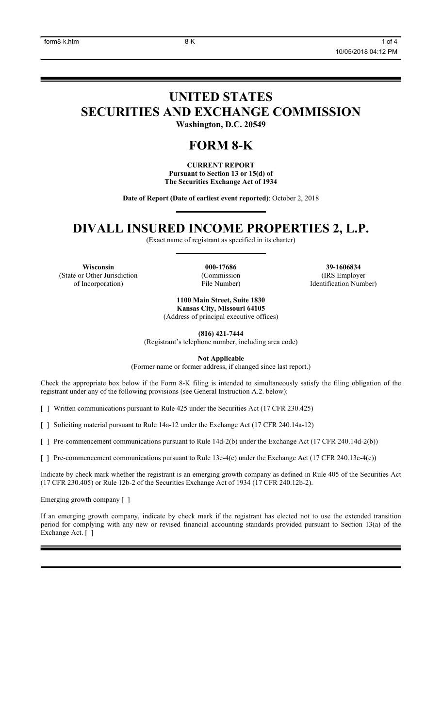# UNITED STATES
# SECURITIES AND EXCHANGE COMMISSION

**Washington, D.C. 20549**

# FORM 8-K

**CURRENT REPORT**
**Pursuant to Section 13 or 15(d) of**
**The Securities Exchange Act of 1934**

**Date of Report (Date of earliest event reported)**: October 2, 2018

# DIVALL INSURED INCOME PROPERTIES 2, L.P.

(Exact name of registrant as specified in its charter)

| **Wisconsin** | **000-17686** | **39-1606834** |
|---|---|---|
| (State or Other Jurisdiction of Incorporation) | (Commission File Number) | (IRS Employer Identification Number) |

**1100 Main Street, Suite 1830**
**Kansas City, Missouri 64105**
(Address of principal executive offices)

**(816) 421-7444**
(Registrant's telephone number, including area code)

**Not Applicable**
(Former name or former address, if changed since last report.)

Check the appropriate box below if the Form 8-K filing is intended to simultaneously satisfy the filing obligation of the registrant under any of the following provisions (see General Instruction A.2. below):

[ ] Written communications pursuant to Rule 425 under the Securities Act (17 CFR 230.425)

[ ] Soliciting material pursuant to Rule 14a-12 under the Exchange Act (17 CFR 240.14a-12)

[ ] Pre-commencement communications pursuant to Rule 14d-2(b) under the Exchange Act (17 CFR 240.14d-2(b))

[ ] Pre-commencement communications pursuant to Rule 13e-4(c) under the Exchange Act (17 CFR 240.13e-4(c))

Indicate by check mark whether the registrant is an emerging growth company as defined in Rule 405 of the Securities Act (17 CFR 230.405) or Rule 12b-2 of the Securities Exchange Act of 1934 (17 CFR 240.12b-2).

Emerging growth company [ ]

If an emerging growth company, indicate by check mark if the registrant has elected not to use the extended transition period for complying with any new or revised financial accounting standards provided pursuant to Section 13(a) of the Exchange Act. [ ]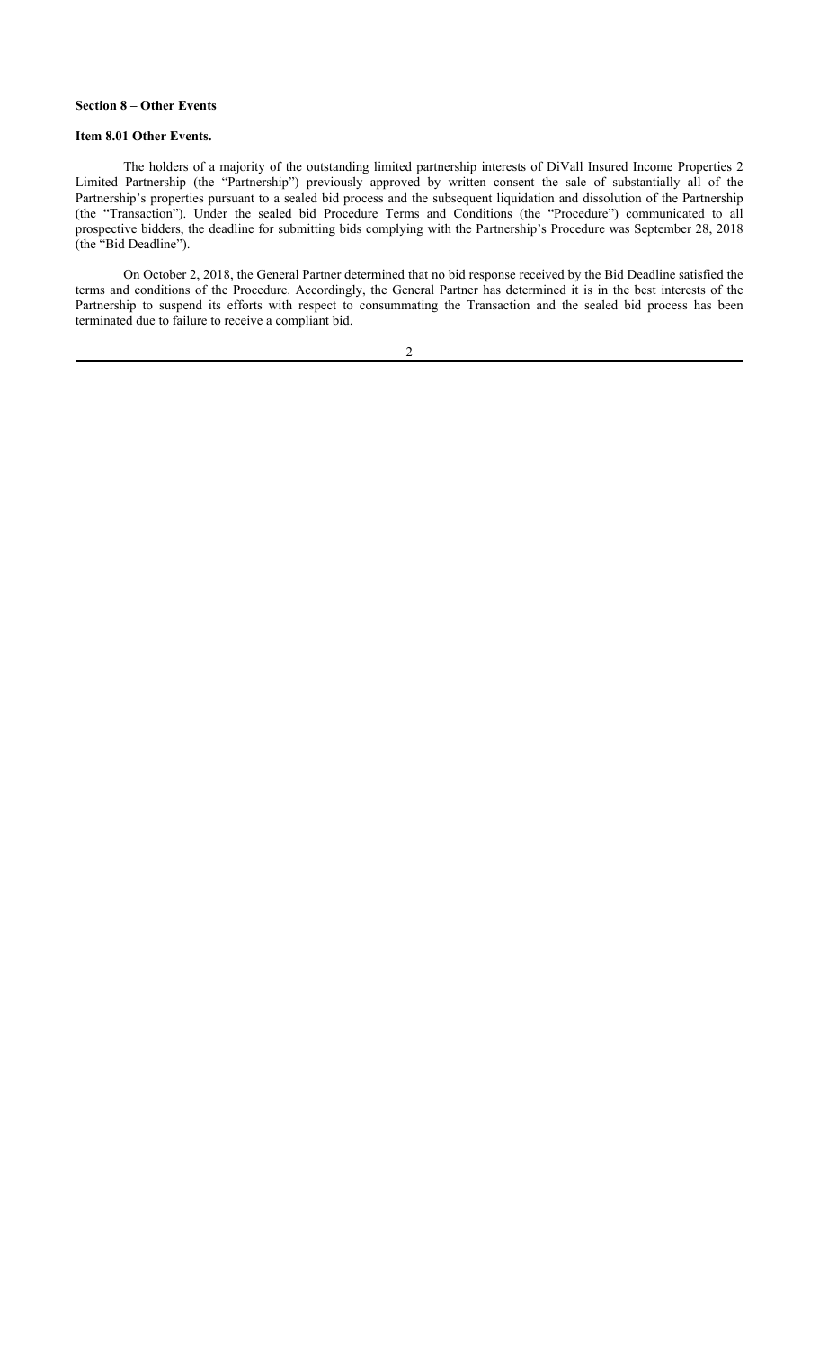**Section 8 – Other Events**

**Item 8.01 Other Events.**

The holders of a majority of the outstanding limited partnership interests of DiVall Insured Income Properties 2 Limited Partnership (the "Partnership") previously approved by written consent the sale of substantially all of the Partnership's properties pursuant to a sealed bid process and the subsequent liquidation and dissolution of the Partnership (the "Transaction"). Under the sealed bid Procedure Terms and Conditions (the "Procedure") communicated to all prospective bidders, the deadline for submitting bids complying with the Partnership's Procedure was September 28, 2018 (the "Bid Deadline").

On October 2, 2018, the General Partner determined that no bid response received by the Bid Deadline satisfied the terms and conditions of the Procedure. Accordingly, the General Partner has determined it is in the best interests of the Partnership to suspend its efforts with respect to consummating the Transaction and the sealed bid process has been terminated due to failure to receive a compliant bid.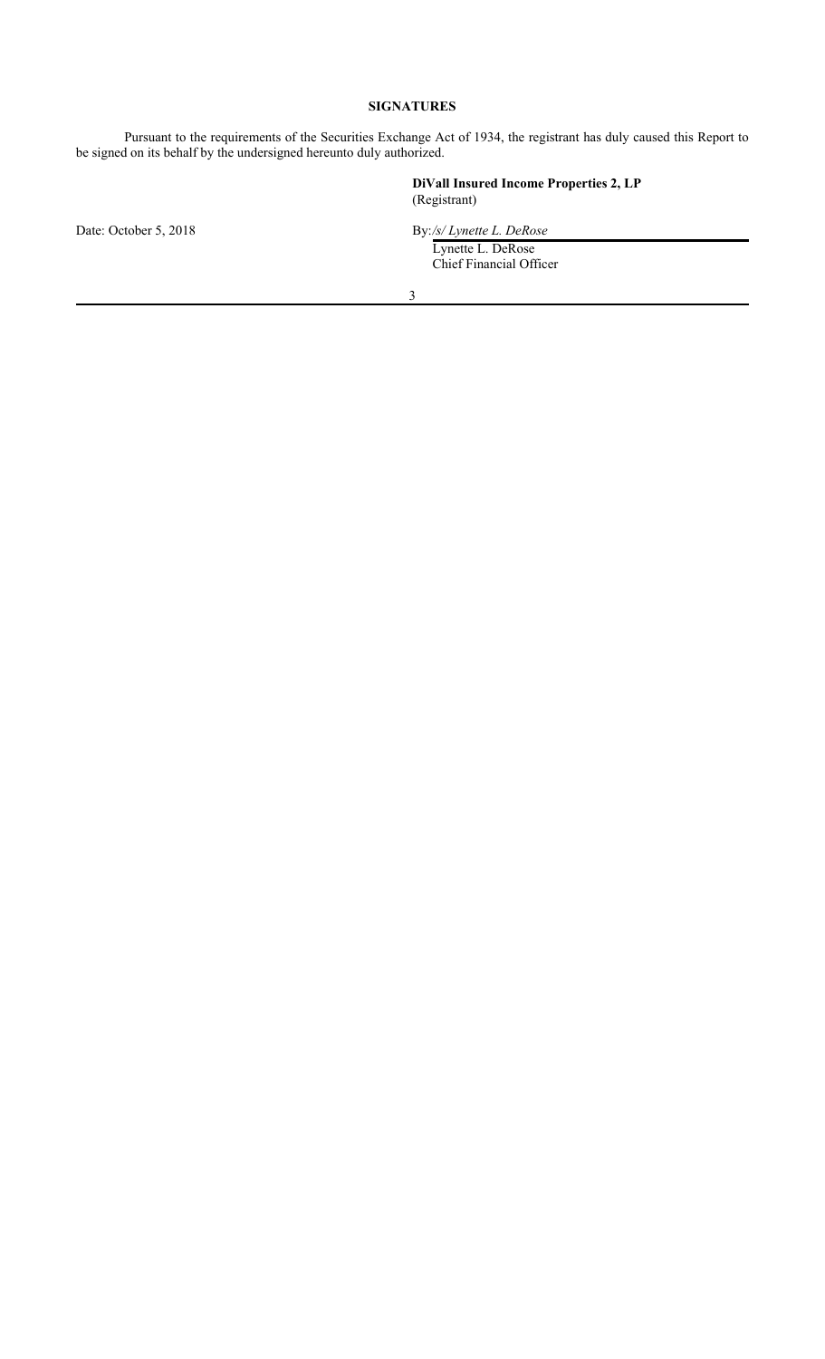**SIGNATURES**

Pursuant to the requirements of the Securities Exchange Act of 1934, the registrant has duly caused this Report to be signed on its behalf by the undersigned hereunto duly authorized.

**DiVall Insured Income Properties 2, LP**
(Registrant)

Date: October 5, 2018

By: */s/ Lynette L. DeRose*
Lynette L. DeRose
Chief Financial Officer